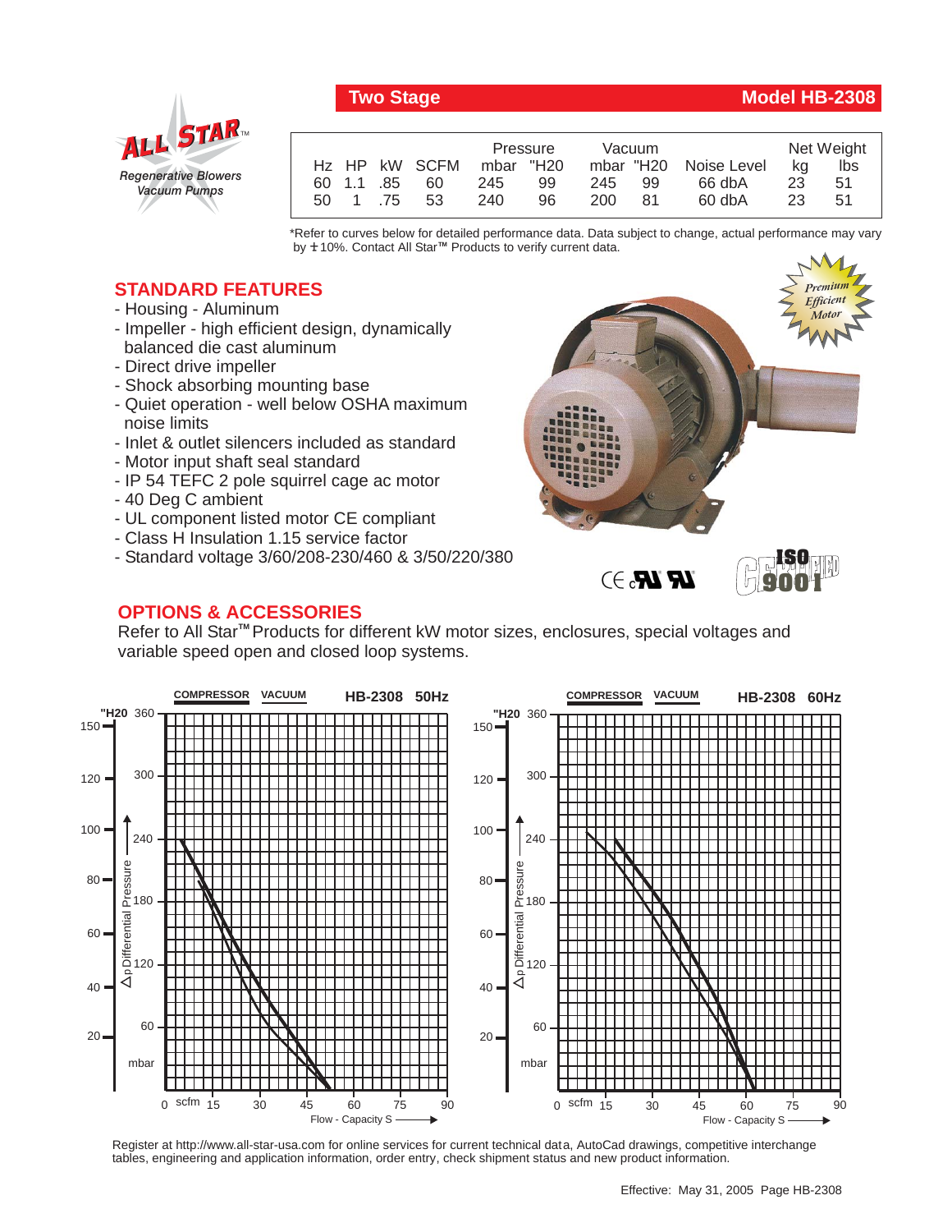# Two Stage — Model HB-2308

ALL STAR™
*Regenerative Blowers Vacuum Pumps*

| Hz | HP | kW | SCFM | Pressure mbar | Pressure "H20 | Vacuum mbar | Vacuum "H20 | Noise Level | Net Weight kg | Net Weight lbs |
|---|---|---|---|---|---|---|---|---|---|---|
| 60 | 1.1 | .85 | 60 | 245 | 99 | 245 | 99 | 66 dbA | 23 | 51 |
| 50 | 1 | .75 | 53 | 240 | 96 | 200 | 81 | 60 dbA | 23 | 51 |

*Refer to curves below for detailed performance data. Data subject to change, actual performance may vary by ± 10%. Contact All Star™ Products to verify current data.

## STANDARD FEATURES

- Housing - Aluminum
- Impeller - high efficient design, dynamically balanced die cast aluminum
- Direct drive impeller
- Shock absorbing mounting base
- Quiet operation - well below OSHA maximum noise limits
- Inlet & outlet silencers included as standard
- Motor input shaft seal standard
- IP 54 TEFC 2 pole squirrel cage ac motor
- 40 Deg C ambient
- UL component listed motor CE compliant
- Class H Insulation 1.15 service factor
- Standard voltage 3/60/208-230/460 & 3/50/220/380

Premium Efficient Motor

## OPTIONS & ACCESSORIES

Refer to All Star™ Products for different kW motor sizes, enclosures, special voltages and variable speed open and closed loop systems.

Register at http://www.all-star-usa.com for online services for current technical data, AutoCad drawings, competitive interchange tables, engineering and application information, order entry, check shipment status and new product information.

Effective: May 31, 2005 Page HB-2308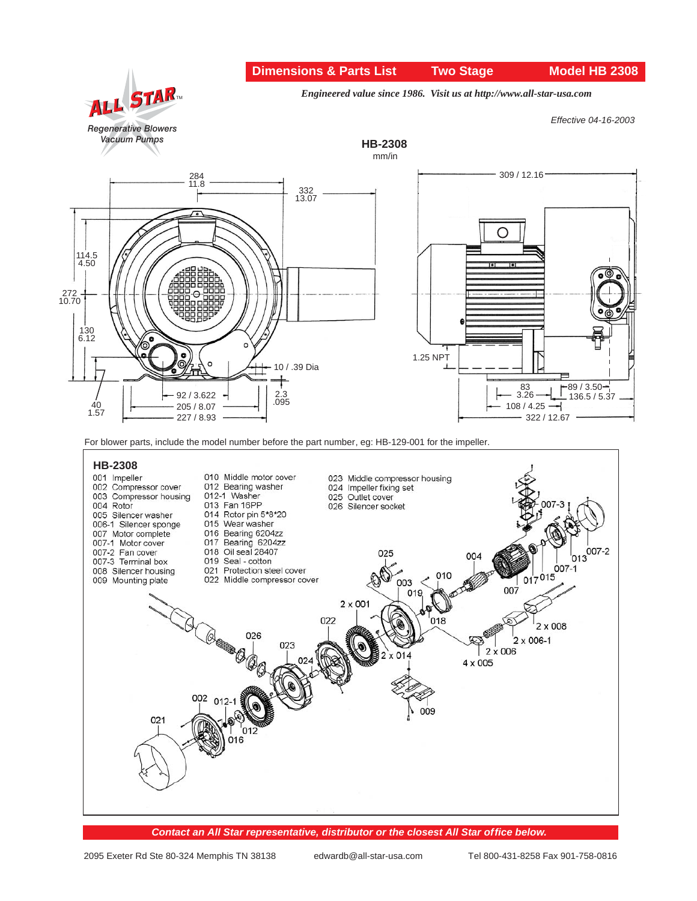**Dimensions & Parts List** **Two Stage** **Model HB 2308**

ALL STAR™
*Regenerative Blowers*
*Vacuum Pumps*

***Engineered value since 1986. Visit us at http://www.all-star-usa.com***

*Effective 04-16-2003*

## HB-2308

mm/in

284
11.8
332
13.07
114.5
4.50
272
10.70
130
6.12
40
1.57
92 / 3.622
205 / 8.07
227 / 8.93
2.3
.095
10 / .39 Dia
309 / 12.16
1.25 NPT
83
3.26
89 / 3.50
136.5 / 5.37
108 / 4.25
322 / 12.67

For blower parts, include the model number before the part number, eg: HB-129-001 for the impeller.

### HB-2308

- 001 Impeller
- 002 Compressor cover
- 003 Compressor housing
- 004 Rotor
- 005 Silencer washer
- 006-1 Silencer sponge
- 007 Motor complete
- 007-1 Motor cover
- 007-2 Fan cover
- 007-3 Terminal box
- 008 Silencer housing
- 009 Mounting plate
- 010 Middle motor cover
- 012 Bearing washer
- 012-1 Washer
- 013 Fan 16PP
- 014 Rotor pin 5*8*20
- 015 Wear washer
- 016 Bearing 6204zz
- 017 Bearing 6204zz
- 018 Oil seal 28407
- 019 Seal - cotton
- 021 Protection steel cover
- 022 Middle compressor cover
- 023 Middle compressor housing
- 024 Impeller fixing set
- 025 Outlet cover
- 026 Silencer socket

007-3
013
007-2
004
025
007-1
017 015
010
003
019
007
2 x 001
018
2 x 008
022
2 x 006-1
026
2 x 014
2 x 006
023
024
4 x 005
009
002
012-1
012
016
021

***Contact an All Star representative, distributor or the closest All Star office below.***

2095 Exeter Rd Ste 80-324 Memphis TN 38138 edwardb@all-star-usa.com Tel 800-431-8258 Fax 901-758-0816